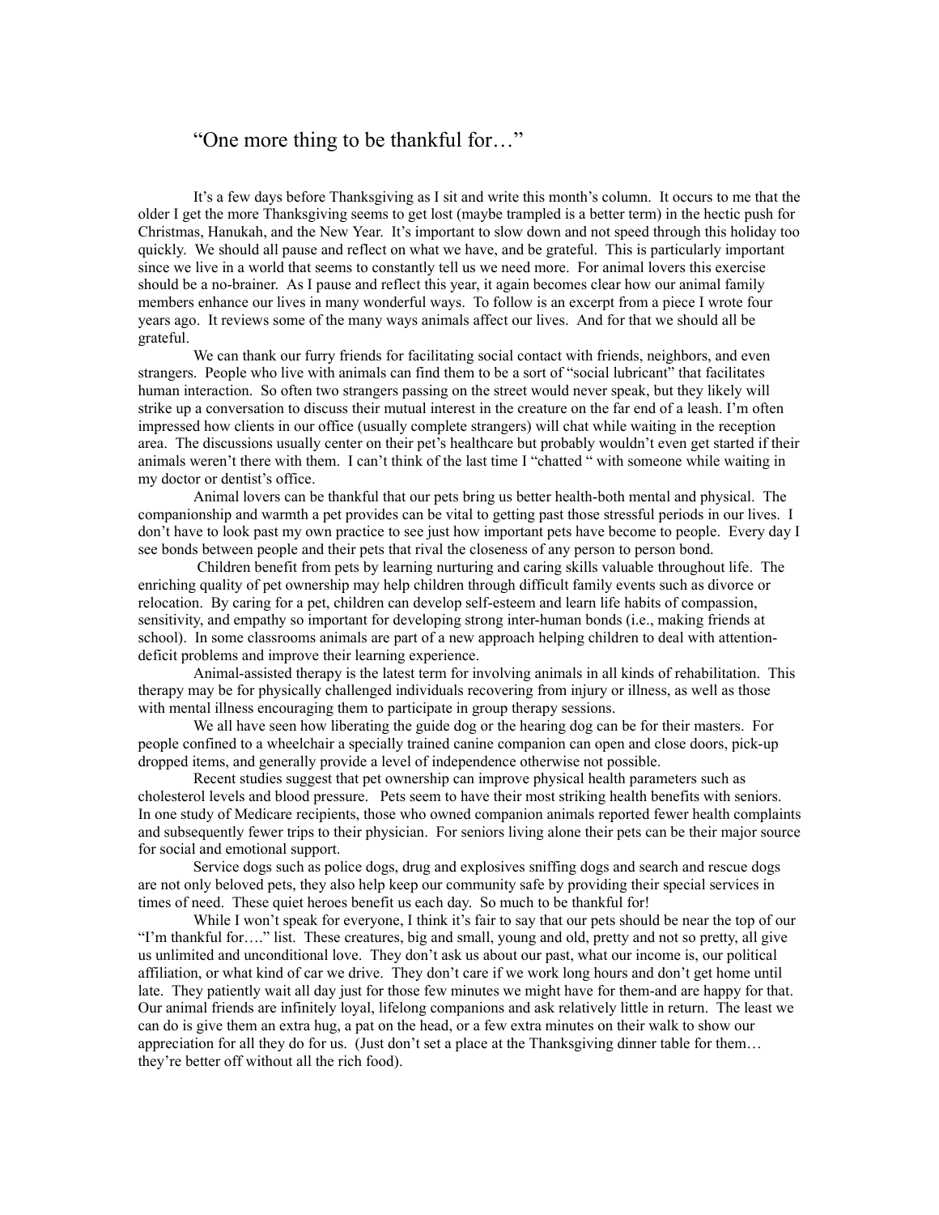# "One more thing to be thankful for…"

It's a few days before Thanksgiving as I sit and write this month's column. It occurs to me that the older I get the more Thanksgiving seems to get lost (maybe trampled is a better term) in the hectic push for Christmas, Hanukah, and the New Year. It's important to slow down and not speed through this holiday too quickly. We should all pause and reflect on what we have, and be grateful. This is particularly important since we live in a world that seems to constantly tell us we need more. For animal lovers this exercise should be a no-brainer. As I pause and reflect this year, it again becomes clear how our animal family members enhance our lives in many wonderful ways. To follow is an excerpt from a piece I wrote four years ago. It reviews some of the many ways animals affect our lives. And for that we should all be grateful.

We can thank our furry friends for facilitating social contact with friends, neighbors, and even strangers. People who live with animals can find them to be a sort of "social lubricant" that facilitates human interaction. So often two strangers passing on the street would never speak, but they likely will strike up a conversation to discuss their mutual interest in the creature on the far end of a leash. I'm often impressed how clients in our office (usually complete strangers) will chat while waiting in the reception area. The discussions usually center on their pet's healthcare but probably wouldn't even get started if their animals weren't there with them. I can't think of the last time I "chatted " with someone while waiting in my doctor or dentist's office.

Animal lovers can be thankful that our pets bring us better health-both mental and physical. The companionship and warmth a pet provides can be vital to getting past those stressful periods in our lives. I don't have to look past my own practice to see just how important pets have become to people. Every day I see bonds between people and their pets that rival the closeness of any person to person bond.

Children benefit from pets by learning nurturing and caring skills valuable throughout life. The enriching quality of pet ownership may help children through difficult family events such as divorce or relocation. By caring for a pet, children can develop self-esteem and learn life habits of compassion, sensitivity, and empathy so important for developing strong inter-human bonds (i.e., making friends at school). In some classrooms animals are part of a new approach helping children to deal with attention-deficit problems and improve their learning experience.

Animal-assisted therapy is the latest term for involving animals in all kinds of rehabilitation. This therapy may be for physically challenged individuals recovering from injury or illness, as well as those with mental illness encouraging them to participate in group therapy sessions.

We all have seen how liberating the guide dog or the hearing dog can be for their masters. For people confined to a wheelchair a specially trained canine companion can open and close doors, pick-up dropped items, and generally provide a level of independence otherwise not possible.

Recent studies suggest that pet ownership can improve physical health parameters such as cholesterol levels and blood pressure. Pets seem to have their most striking health benefits with seniors. In one study of Medicare recipients, those who owned companion animals reported fewer health complaints and subsequently fewer trips to their physician. For seniors living alone their pets can be their major source for social and emotional support.

Service dogs such as police dogs, drug and explosives sniffing dogs and search and rescue dogs are not only beloved pets, they also help keep our community safe by providing their special services in times of need. These quiet heroes benefit us each day. So much to be thankful for!

While I won't speak for everyone, I think it's fair to say that our pets should be near the top of our "I'm thankful for…." list. These creatures, big and small, young and old, pretty and not so pretty, all give us unlimited and unconditional love. They don't ask us about our past, what our income is, our political affiliation, or what kind of car we drive. They don't care if we work long hours and don't get home until late. They patiently wait all day just for those few minutes we might have for them-and are happy for that. Our animal friends are infinitely loyal, lifelong companions and ask relatively little in return. The least we can do is give them an extra hug, a pat on the head, or a few extra minutes on their walk to show our appreciation for all they do for us. (Just don't set a place at the Thanksgiving dinner table for them… they're better off without all the rich food).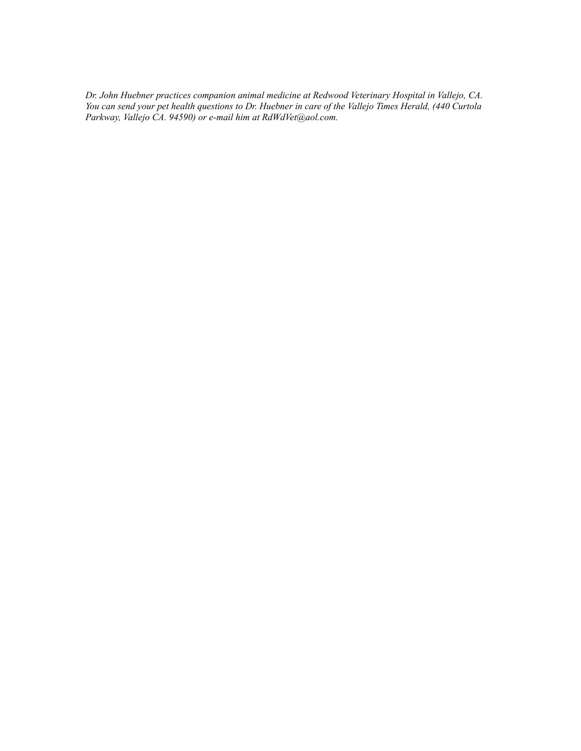*Dr. John Huebner practices companion animal medicine at Redwood Veterinary Hospital in Vallejo, CA. You can send your pet health questions to Dr. Huebner in care of the Vallejo Times Herald, (440 Curtola Parkway, Vallejo CA. 94590) or e-mail him at RdWdVet@aol.com.*